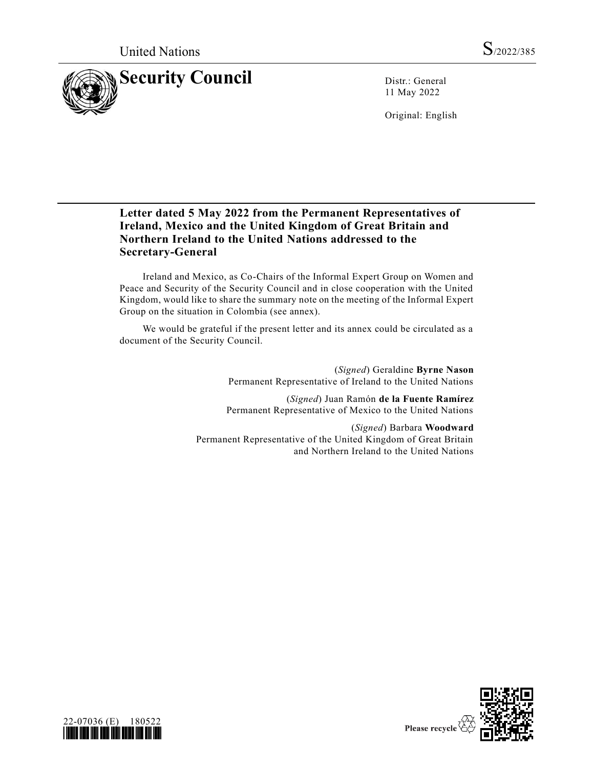United Nations S/2022/385

# Security Council

Distr.: General
11 May 2022

Original: English

## Letter dated 5 May 2022 from the Permanent Representatives of Ireland, Mexico and the United Kingdom of Great Britain and Northern Ireland to the United Nations addressed to the Secretary-General

Ireland and Mexico, as Co-Chairs of the Informal Expert Group on Women and Peace and Security of the Security Council and in close cooperation with the United Kingdom, would like to share the summary note on the meeting of the Informal Expert Group on the situation in Colombia (see annex).

We would be grateful if the present letter and its annex could be circulated as a document of the Security Council.

(*Signed*) Geraldine **Byrne Nason**
Permanent Representative of Ireland to the United Nations

(*Signed*) Juan Ramón **de la Fuente Ramírez**
Permanent Representative of Mexico to the United Nations

(*Signed*) Barbara **Woodward**
Permanent Representative of the United Kingdom of Great Britain and Northern Ireland to the United Nations

22-07036 (E) 180522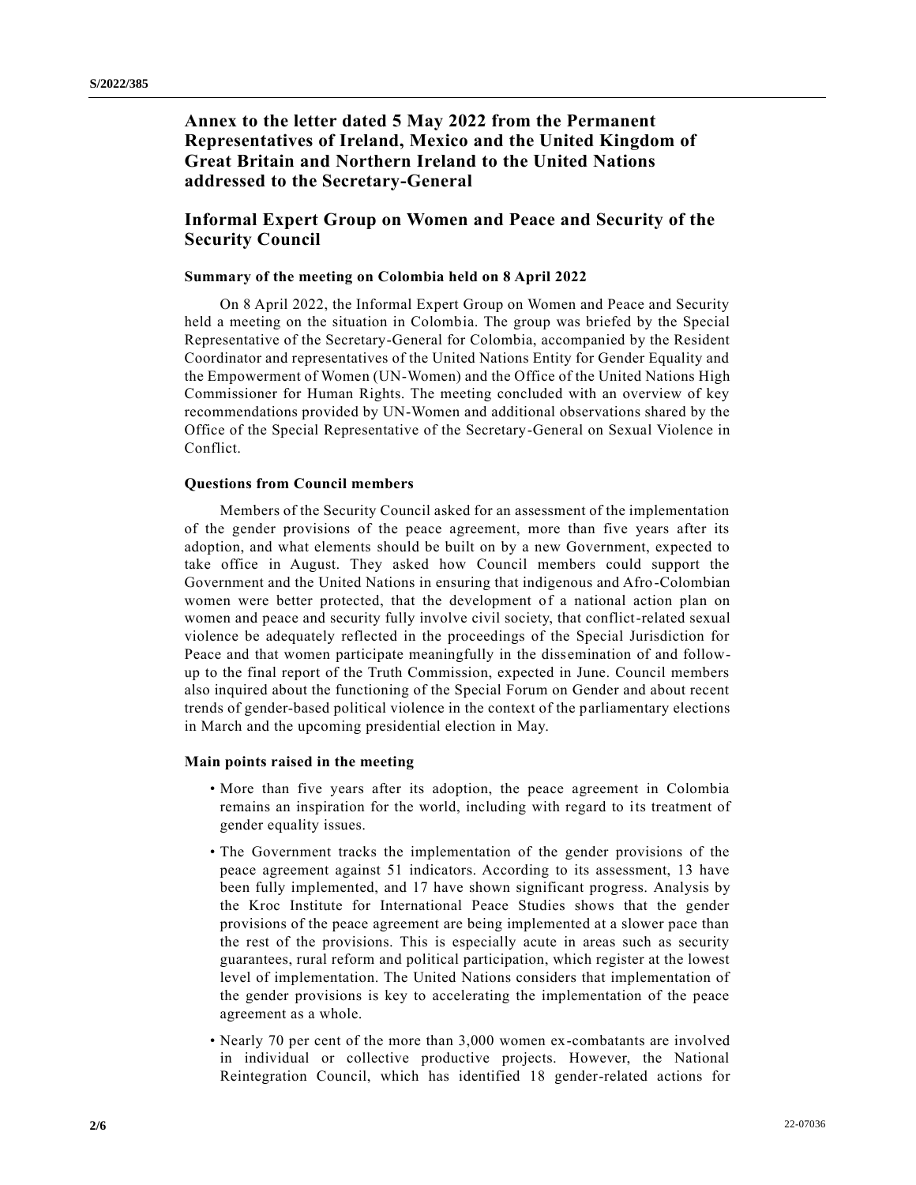## Annex to the letter dated 5 May 2022 from the Permanent Representatives of Ireland, Mexico and the United Kingdom of Great Britain and Northern Ireland to the United Nations addressed to the Secretary-General

## Informal Expert Group on Women and Peace and Security of the Security Council

### Summary of the meeting on Colombia held on 8 April 2022

On 8 April 2022, the Informal Expert Group on Women and Peace and Security held a meeting on the situation in Colombia. The group was briefed by the Special Representative of the Secretary-General for Colombia, accompanied by the Resident Coordinator and representatives of the United Nations Entity for Gender Equality and the Empowerment of Women (UN-Women) and the Office of the United Nations High Commissioner for Human Rights. The meeting concluded with an overview of key recommendations provided by UN-Women and additional observations shared by the Office of the Special Representative of the Secretary-General on Sexual Violence in Conflict.

### Questions from Council members

Members of the Security Council asked for an assessment of the implementation of the gender provisions of the peace agreement, more than five years after its adoption, and what elements should be built on by a new Government, expected to take office in August. They asked how Council members could support the Government and the United Nations in ensuring that indigenous and Afro-Colombian women were better protected, that the development of a national action plan on women and peace and security fully involve civil society, that conflict-related sexual violence be adequately reflected in the proceedings of the Special Jurisdiction for Peace and that women participate meaningfully in the dissemination of and follow-up to the final report of the Truth Commission, expected in June. Council members also inquired about the functioning of the Special Forum on Gender and about recent trends of gender-based political violence in the context of the parliamentary elections in March and the upcoming presidential election in May.

### Main points raised in the meeting

- More than five years after its adoption, the peace agreement in Colombia remains an inspiration for the world, including with regard to its treatment of gender equality issues.
- The Government tracks the implementation of the gender provisions of the peace agreement against 51 indicators. According to its assessment, 13 have been fully implemented, and 17 have shown significant progress. Analysis by the Kroc Institute for International Peace Studies shows that the gender provisions of the peace agreement are being implemented at a slower pace than the rest of the provisions. This is especially acute in areas such as security guarantees, rural reform and political participation, which register at the lowest level of implementation. The United Nations considers that implementation of the gender provisions is key to accelerating the implementation of the peace agreement as a whole.
- Nearly 70 per cent of the more than 3,000 women ex-combatants are involved in individual or collective productive projects. However, the National Reintegration Council, which has identified 18 gender-related actions for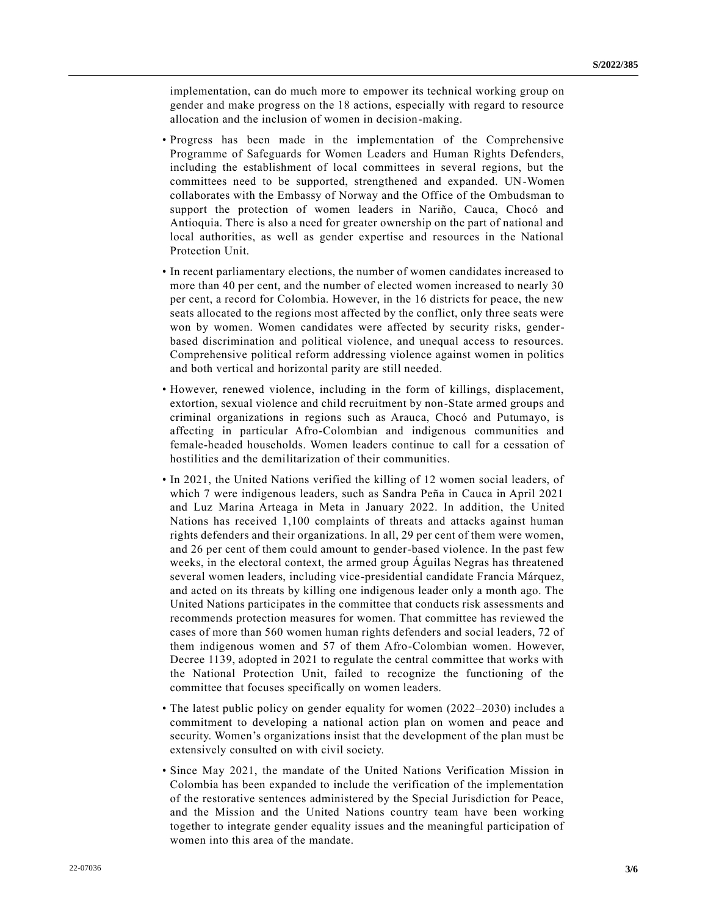implementation, can do much more to empower its technical working group on gender and make progress on the 18 actions, especially with regard to resource allocation and the inclusion of women in decision-making.

- Progress has been made in the implementation of the Comprehensive Programme of Safeguards for Women Leaders and Human Rights Defenders, including the establishment of local committees in several regions, but the committees need to be supported, strengthened and expanded. UN-Women collaborates with the Embassy of Norway and the Office of the Ombudsman to support the protection of women leaders in Nariño, Cauca, Chocó and Antioquia. There is also a need for greater ownership on the part of national and local authorities, as well as gender expertise and resources in the National Protection Unit.
- In recent parliamentary elections, the number of women candidates increased to more than 40 per cent, and the number of elected women increased to nearly 30 per cent, a record for Colombia. However, in the 16 districts for peace, the new seats allocated to the regions most affected by the conflict, only three seats were won by women. Women candidates were affected by security risks, gender-based discrimination and political violence, and unequal access to resources. Comprehensive political reform addressing violence against women in politics and both vertical and horizontal parity are still needed.
- However, renewed violence, including in the form of killings, displacement, extortion, sexual violence and child recruitment by non-State armed groups and criminal organizations in regions such as Arauca, Chocó and Putumayo, is affecting in particular Afro-Colombian and indigenous communities and female-headed households. Women leaders continue to call for a cessation of hostilities and the demilitarization of their communities.
- In 2021, the United Nations verified the killing of 12 women social leaders, of which 7 were indigenous leaders, such as Sandra Peña in Cauca in April 2021 and Luz Marina Arteaga in Meta in January 2022. In addition, the United Nations has received 1,100 complaints of threats and attacks against human rights defenders and their organizations. In all, 29 per cent of them were women, and 26 per cent of them could amount to gender-based violence. In the past few weeks, in the electoral context, the armed group Águilas Negras has threatened several women leaders, including vice-presidential candidate Francia Márquez, and acted on its threats by killing one indigenous leader only a month ago. The United Nations participates in the committee that conducts risk assessments and recommends protection measures for women. That committee has reviewed the cases of more than 560 women human rights defenders and social leaders, 72 of them indigenous women and 57 of them Afro-Colombian women. However, Decree 1139, adopted in 2021 to regulate the central committee that works with the National Protection Unit, failed to recognize the functioning of the committee that focuses specifically on women leaders.
- The latest public policy on gender equality for women (2022–2030) includes a commitment to developing a national action plan on women and peace and security. Women's organizations insist that the development of the plan must be extensively consulted on with civil society.
- Since May 2021, the mandate of the United Nations Verification Mission in Colombia has been expanded to include the verification of the implementation of the restorative sentences administered by the Special Jurisdiction for Peace, and the Mission and the United Nations country team have been working together to integrate gender equality issues and the meaningful participation of women into this area of the mandate.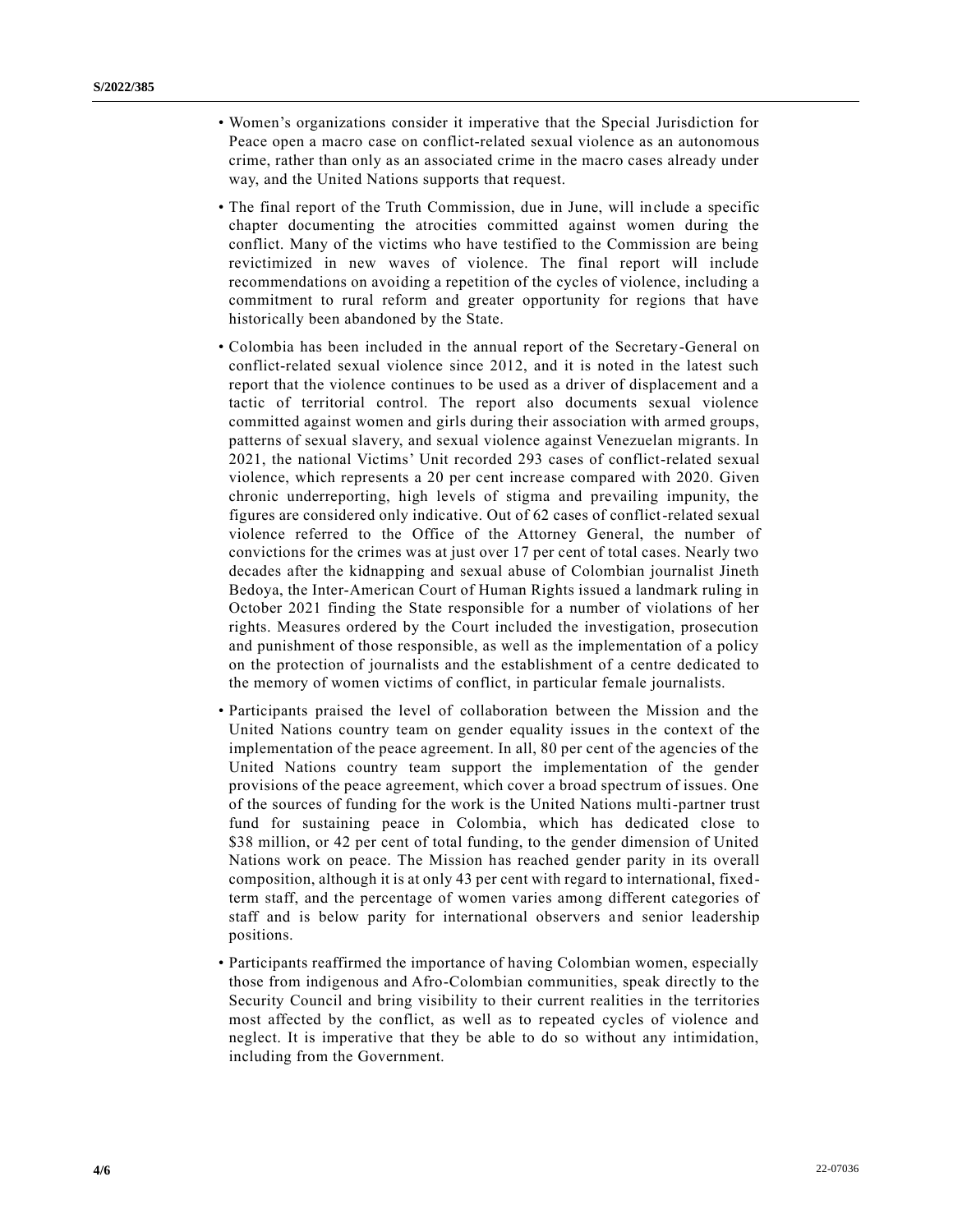- Women's organizations consider it imperative that the Special Jurisdiction for Peace open a macro case on conflict-related sexual violence as an autonomous crime, rather than only as an associated crime in the macro cases already under way, and the United Nations supports that request.
- The final report of the Truth Commission, due in June, will include a specific chapter documenting the atrocities committed against women during the conflict. Many of the victims who have testified to the Commission are being revictimized in new waves of violence. The final report will include recommendations on avoiding a repetition of the cycles of violence, including a commitment to rural reform and greater opportunity for regions that have historically been abandoned by the State.
- Colombia has been included in the annual report of the Secretary-General on conflict-related sexual violence since 2012, and it is noted in the latest such report that the violence continues to be used as a driver of displacement and a tactic of territorial control. The report also documents sexual violence committed against women and girls during their association with armed groups, patterns of sexual slavery, and sexual violence against Venezuelan migrants. In 2021, the national Victims' Unit recorded 293 cases of conflict-related sexual violence, which represents a 20 per cent increase compared with 2020. Given chronic underreporting, high levels of stigma and prevailing impunity, the figures are considered only indicative. Out of 62 cases of conflict-related sexual violence referred to the Office of the Attorney General, the number of convictions for the crimes was at just over 17 per cent of total cases. Nearly two decades after the kidnapping and sexual abuse of Colombian journalist Jineth Bedoya, the Inter-American Court of Human Rights issued a landmark ruling in October 2021 finding the State responsible for a number of violations of her rights. Measures ordered by the Court included the investigation, prosecution and punishment of those responsible, as well as the implementation of a policy on the protection of journalists and the establishment of a centre dedicated to the memory of women victims of conflict, in particular female journalists.
- Participants praised the level of collaboration between the Mission and the United Nations country team on gender equality issues in the context of the implementation of the peace agreement. In all, 80 per cent of the agencies of the United Nations country team support the implementation of the gender provisions of the peace agreement, which cover a broad spectrum of issues. One of the sources of funding for the work is the United Nations multi-partner trust fund for sustaining peace in Colombia, which has dedicated close to $38 million, or 42 per cent of total funding, to the gender dimension of United Nations work on peace. The Mission has reached gender parity in its overall composition, although it is at only 43 per cent with regard to international, fixed-term staff, and the percentage of women varies among different categories of staff and is below parity for international observers and senior leadership positions.
- Participants reaffirmed the importance of having Colombian women, especially those from indigenous and Afro-Colombian communities, speak directly to the Security Council and bring visibility to their current realities in the territories most affected by the conflict, as well as to repeated cycles of violence and neglect. It is imperative that they be able to do so without any intimidation, including from the Government.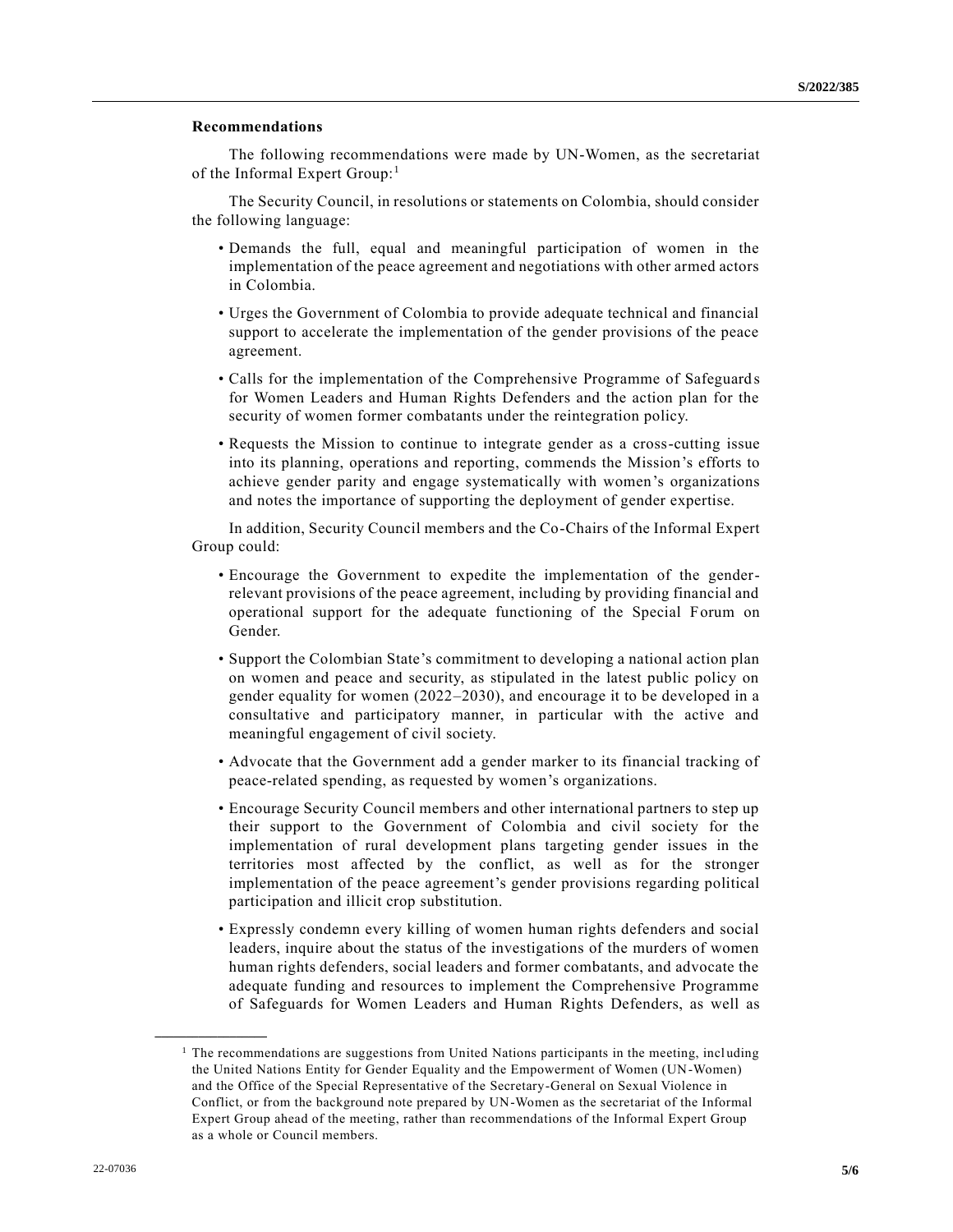**Recommendations**

The following recommendations were made by UN-Women, as the secretariat of the Informal Expert Group:[1]

The Security Council, in resolutions or statements on Colombia, should consider the following language:

- Demands the full, equal and meaningful participation of women in the implementation of the peace agreement and negotiations with other armed actors in Colombia.
- Urges the Government of Colombia to provide adequate technical and financial support to accelerate the implementation of the gender provisions of the peace agreement.
- Calls for the implementation of the Comprehensive Programme of Safeguards for Women Leaders and Human Rights Defenders and the action plan for the security of women former combatants under the reintegration policy.
- Requests the Mission to continue to integrate gender as a cross-cutting issue into its planning, operations and reporting, commends the Mission's efforts to achieve gender parity and engage systematically with women's organizations and notes the importance of supporting the deployment of gender expertise.

In addition, Security Council members and the Co-Chairs of the Informal Expert Group could:

- Encourage the Government to expedite the implementation of the gender-relevant provisions of the peace agreement, including by providing financial and operational support for the adequate functioning of the Special Forum on Gender.
- Support the Colombian State's commitment to developing a national action plan on women and peace and security, as stipulated in the latest public policy on gender equality for women (2022–2030), and encourage it to be developed in a consultative and participatory manner, in particular with the active and meaningful engagement of civil society.
- Advocate that the Government add a gender marker to its financial tracking of peace-related spending, as requested by women's organizations.
- Encourage Security Council members and other international partners to step up their support to the Government of Colombia and civil society for the implementation of rural development plans targeting gender issues in the territories most affected by the conflict, as well as for the stronger implementation of the peace agreement's gender provisions regarding political participation and illicit crop substitution.
- Expressly condemn every killing of women human rights defenders and social leaders, inquire about the status of the investigations of the murders of women human rights defenders, social leaders and former combatants, and advocate the adequate funding and resources to implement the Comprehensive Programme of Safeguards for Women Leaders and Human Rights Defenders, as well as

---

[1] The recommendations are suggestions from United Nations participants in the meeting, including the United Nations Entity for Gender Equality and the Empowerment of Women (UN-Women) and the Office of the Special Representative of the Secretary-General on Sexual Violence in Conflict, or from the background note prepared by UN-Women as the secretariat of the Informal Expert Group ahead of the meeting, rather than recommendations of the Informal Expert Group as a whole or Council members.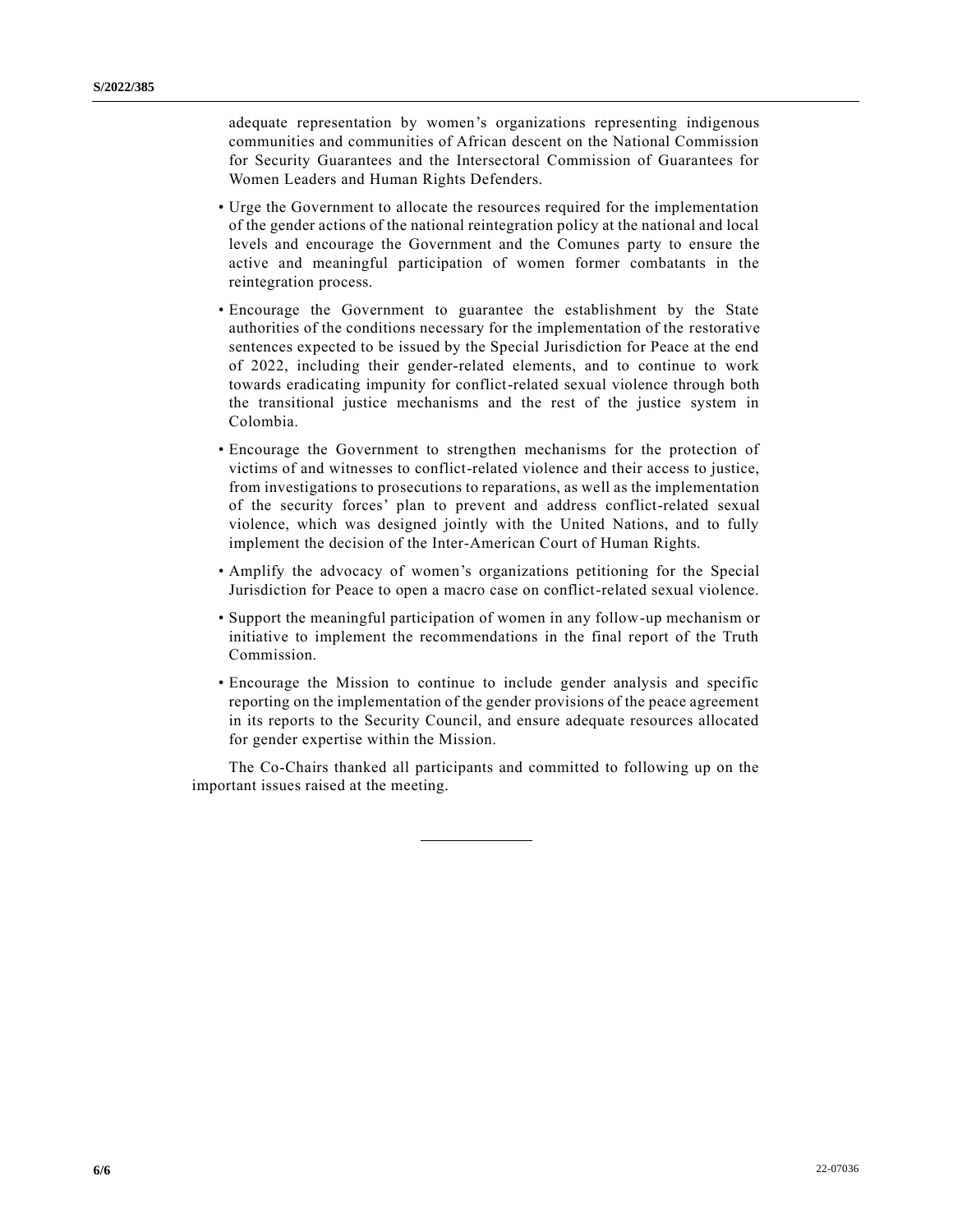adequate representation by women's organizations representing indigenous communities and communities of African descent on the National Commission for Security Guarantees and the Intersectoral Commission of Guarantees for Women Leaders and Human Rights Defenders.

- Urge the Government to allocate the resources required for the implementation of the gender actions of the national reintegration policy at the national and local levels and encourage the Government and the Comunes party to ensure the active and meaningful participation of women former combatants in the reintegration process.
- Encourage the Government to guarantee the establishment by the State authorities of the conditions necessary for the implementation of the restorative sentences expected to be issued by the Special Jurisdiction for Peace at the end of 2022, including their gender-related elements, and to continue to work towards eradicating impunity for conflict-related sexual violence through both the transitional justice mechanisms and the rest of the justice system in Colombia.
- Encourage the Government to strengthen mechanisms for the protection of victims of and witnesses to conflict-related violence and their access to justice, from investigations to prosecutions to reparations, as well as the implementation of the security forces' plan to prevent and address conflict-related sexual violence, which was designed jointly with the United Nations, and to fully implement the decision of the Inter-American Court of Human Rights.
- Amplify the advocacy of women's organizations petitioning for the Special Jurisdiction for Peace to open a macro case on conflict-related sexual violence.
- Support the meaningful participation of women in any follow-up mechanism or initiative to implement the recommendations in the final report of the Truth Commission.
- Encourage the Mission to continue to include gender analysis and specific reporting on the implementation of the gender provisions of the peace agreement in its reports to the Security Council, and ensure adequate resources allocated for gender expertise within the Mission.

The Co-Chairs thanked all participants and committed to following up on the important issues raised at the meeting.